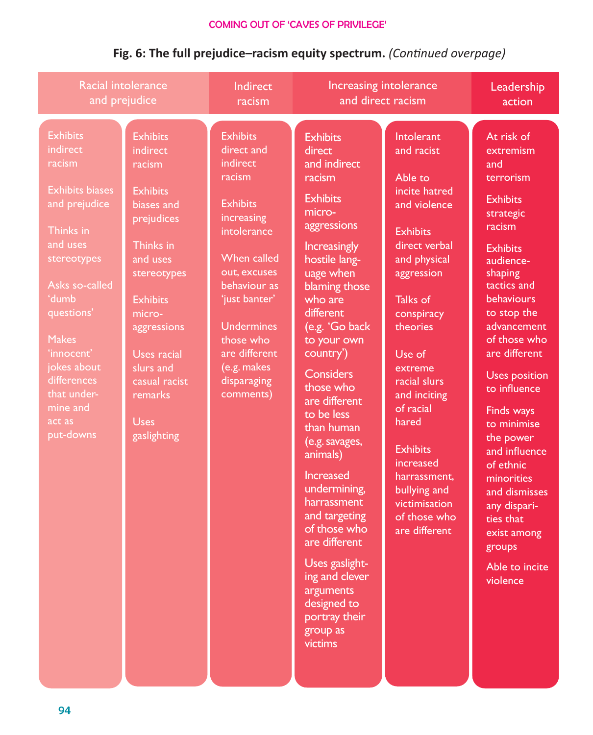**Fig. 6: The full prejudice–racism equity spectrum.** *(Continued overpage)*

| Racial intolerance and prejudice | | Indirect racism | Increasing intolerance and direct racism | | Leadership action |
|---|---|---|---|---|---|
| Exhibits indirect racism<br><br>Exhibits biases and prejudice<br><br>Thinks in and uses stereotypes<br><br>Asks so-called 'dumb questions'<br><br>Makes 'innocent' jokes about differences that undermine and act as put-downs | Exhibits indirect racism<br><br>Exhibits biases and prejudices<br><br>Thinks in and uses stereotypes<br><br>Exhibits micro-aggressions<br><br>Uses racial slurs and casual racist remarks<br><br>Uses gaslighting | Exhibits direct and indirect racism<br><br>Exhibits increasing intolerance<br><br>When called out, excuses behaviour as 'just banter'<br><br>Undermines those who are different (e.g. makes disparaging comments) | Exhibits direct and indirect racism<br><br>Exhibits micro-aggressions<br><br>Increasingly hostile language when blaming those who are different (e.g. 'Go back to your own country')<br><br>Considers those who are different to be less than human (e.g. savages, animals)<br><br>Increased undermining, harrassment and targeting of those who are different<br><br>Uses gaslighting and clever arguments designed to portray their group as victims | Intolerant and racist<br><br>Able to incite hatred and violence<br><br>Exhibits direct verbal and physical aggression<br><br>Talks of conspiracy theories<br><br>Use of extreme racial slurs and inciting of racial hared<br><br>Exhibits increased harrassment, bullying and victimisation of those who are different | At risk of extremism and terrorism<br><br>Exhibits strategic racism<br><br>Exhibits audience-shaping tactics and behaviours to stop the advancement of those who are different<br><br>Uses position to influence<br><br>Finds ways to minimise the power and influence of ethnic minorities and dismisses any disparities that exist among groups<br><br>Able to incite violence |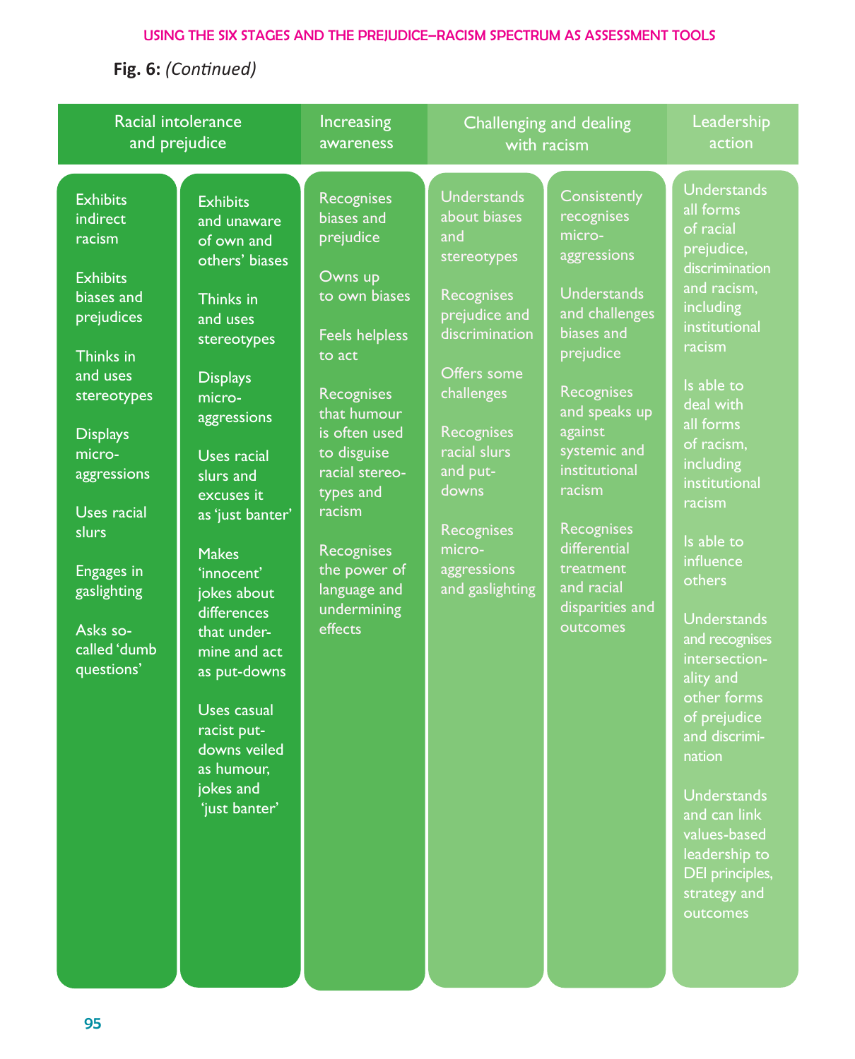**Fig. 6:** *(Continued)*

| Racial intolerance and prejudice | | Increasing awareness | Challenging and dealing with racism | | Leadership action |
|---|---|---|---|---|---|
| Exhibits indirect racism<br><br>Exhibits biases and prejudices<br><br>Thinks in and uses stereotypes<br><br>Displays micro-aggressions<br><br>Uses racial slurs<br><br>Engages in gaslighting<br><br>Asks so-called 'dumb questions' | Exhibits and unaware of own and others' biases<br><br>Thinks in and uses stereotypes<br><br>Displays micro-aggressions<br><br>Uses racial slurs and excuses it as 'just banter'<br><br>Makes 'innocent' jokes about differences that undermine and act as put-downs<br><br>Uses casual racist put-downs veiled as humour, jokes and 'just banter' | Recognises biases and prejudice<br><br>Owns up to own biases<br><br>Feels helpless to act<br><br>Recognises that humour is often used to disguise racial stereotypes and racism<br><br>Recognises the power of language and undermining effects | Understands about biases and stereotypes<br><br>Recognises prejudice and discrimination<br><br>Offers some challenges<br><br>Recognises racial slurs and put-downs<br><br>Recognises micro-aggressions and gaslighting | Consistently recognises micro-aggressions<br><br>Understands and challenges biases and prejudice<br><br>Recognises and speaks up against systemic and institutional racism<br><br>Recognises differential treatment and racial disparities and outcomes | Understands all forms of racial prejudice, discrimination and racism, including institutional racism<br><br>Is able to deal with all forms of racism, including institutional racism<br><br>Is able to influence others<br><br>Understands and recognises intersectionality and other forms of prejudice and discrimination<br><br>Understands and can link values-based leadership to DEI principles, strategy and outcomes |